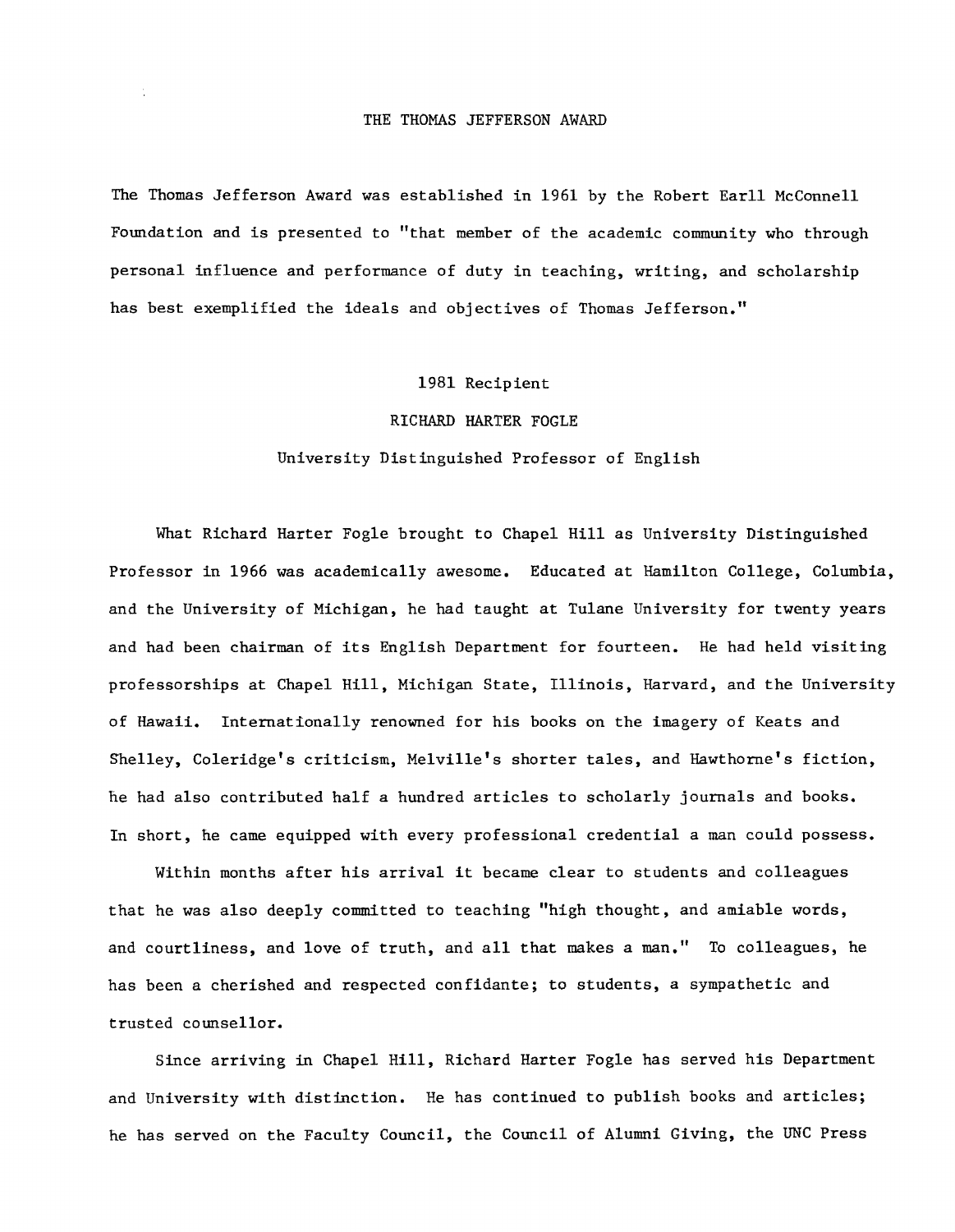# THE THOMAS JEFFERSON AWARD

The Thomas Jefferson Award was established in 1961 by the Robert Earll McConnell Foundation and is presented to "that member of the academic community who through personal influence and performance of duty in teaching, writing, and scholarship has best exemplified the ideals and objectives of Thomas Jefferson."

## 1981 Recipient

## RICHARD HARTER FOGLE

### University Distinguished Professor of English

What Richard Harter Fogle brought to Chapel Hill as University Distinguished Professor in 1966 was academically awesome. Educated at Hamilton College, Columbia, and the University of Michigan, he had taught at Tulane University for twenty years and had been chairman of its English Department for fourteen. He had held visiting professorships at Chapel Hill, Michigan State, Illinois, Harvard, and the University of Hawaii. Internationally renowned for his books on the imagery of Keats and Shelley, Coleridge's criticism, Melville's shorter tales, and Hawthorne's fiction, he had also contributed half a hundred articles to scholarly journals and books. In short, he came equipped with every professional credential a man could possess.

Within months after his arrival it became clear to students and colleagues that he was also deeply committed to teaching "high thought, and amiable words, and courtliness, and love of truth, and all that makes a man." To colleagues, he has been a cherished and respected confidante; to students, a sympathetic and trusted counsellor.

Since arriving in Chapel Hill, Richard Harter Fogle has served his Department and University with distinction. He has continued to publish books and articles; he has served on the Faculty Council, the Council of Alumni Giving, the UNC Press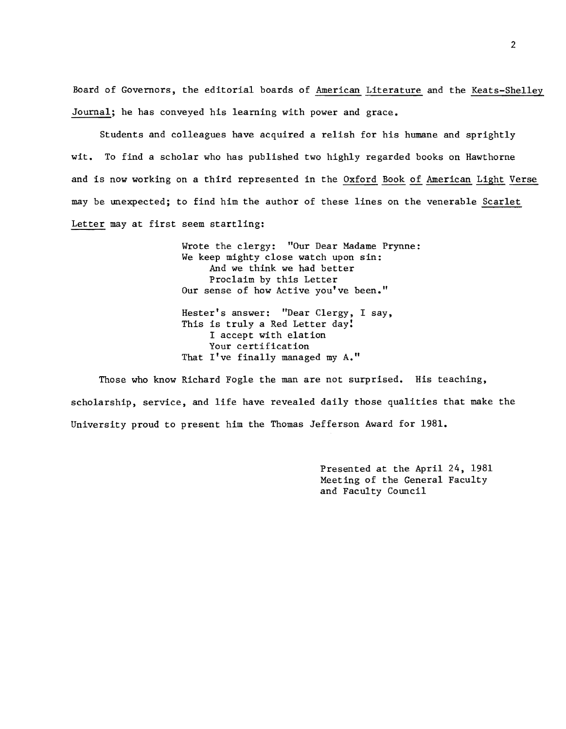Board of Governors, the editorial boards of American Literature and the Keats-Shelley Journal; he has conveyed his learning with power and grace.

Students and colleagues have acquired a relish for his humane and sprightly wit. To find a scholar who has published two highly regarded books on Hawthorne and is now working on a third represented in the Oxford Book of American Light Verse may be unexpected; to find him the author of these lines on the venerable Scarlet Letter may at first seem startling:

> Wrote the clergy: "Our Dear Madame Prynne:
> We keep mighty close watch upon sin:
> &nbsp;&nbsp;&nbsp;&nbsp;And we think we had better
> &nbsp;&nbsp;&nbsp;&nbsp;Proclaim by this Letter
> Our sense of how Active you've been."
>
> Hester's answer: "Dear Clergy, I say,
> This is truly a Red Letter day!
> &nbsp;&nbsp;&nbsp;&nbsp;I accept with elation
> &nbsp;&nbsp;&nbsp;&nbsp;Your certification
> That I've finally managed my A."

Those who know Richard Fogle the man are not surprised. His teaching, scholarship, service, and life have revealed daily those qualities that make the University proud to present him the Thomas Jefferson Award for 1981.

Presented at the April 24, 1981
Meeting of the General Faculty
and Faculty Council